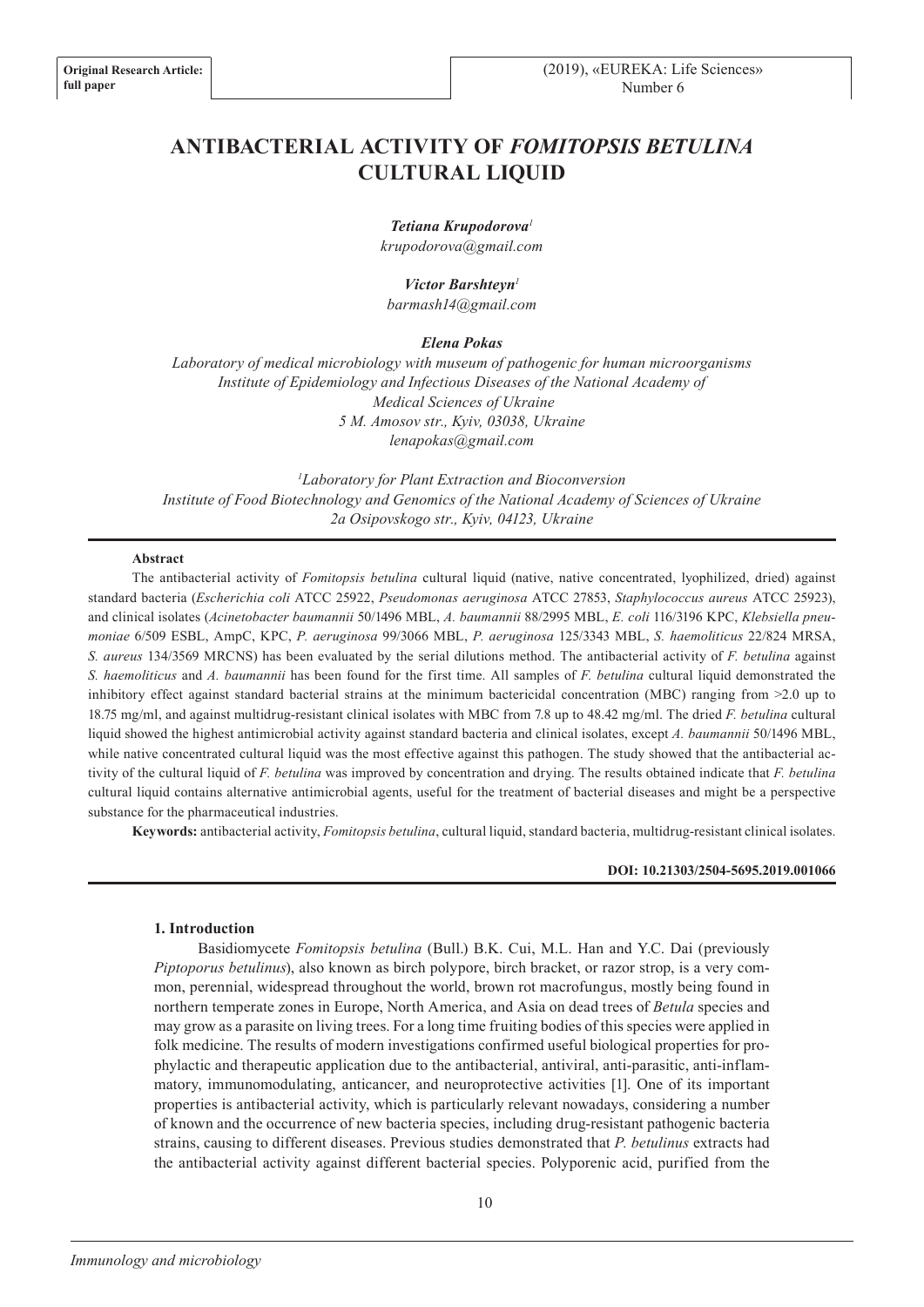**Original Research Article: full paper**

# ANTIBACTERIAL ACTIVITY OF *FOMITOPSIS BETULINA* CULTURAL LIQUID

***Tetiana Krupodorova[1]***
*krupodorova@gmail.com*

***Victor Barshteyn[1]***
*barmash14@gmail.com*

***Elena Pokas***
*Laboratory of medical microbiology with museum of pathogenic for human microorganisms*
*Institute of Epidemiology and Infectious Diseases of the National Academy of Medical Sciences of Ukraine*
*5 M. Amosov str., Kyiv, 03038, Ukraine*
*lenapokas@gmail.com*

*[1]Laboratory for Plant Extraction and Bioconversion*
*Institute of Food Biotechnology and Genomics of the National Academy of Sciences of Ukraine*
*2a Osipovskogo str., Kyiv, 04123, Ukraine*

**Abstract**

The antibacterial activity of *Fomitopsis betulina* cultural liquid (native, native concentrated, lyophilized, dried) against standard bacteria (*Escherichia coli* ATCC 25922, *Pseudomonas aeruginosa* ATCC 27853, *Staphylococcus aureus* ATCC 25923), and clinical isolates (*Acinetobacter baumannii* 50/1496 MBL, *A. baumannii* 88/2995 MBL, *E. coli* 116/3196 KPC, *Klebsiella pneumoniae* 6/509 ESBL, AmpC, KPC, *P. aeruginosa* 99/3066 MBL, *P. aeruginosa* 125/3343 MBL, *S. haemoliticus* 22/824 MRSA, *S. aureus* 134/3569 MRCNS) has been evaluated by the serial dilutions method. The antibacterial activity of *F. betulina* against *S. haemoliticus* and *A. baumannii* has been found for the first time. All samples of *F. betulina* cultural liquid demonstrated the inhibitory effect against standard bacterial strains at the minimum bactericidal concentration (MBC) ranging from >2.0 up to 18.75 mg/ml, and against multidrug-resistant clinical isolates with MBC from 7.8 up to 48.42 mg/ml. The dried *F. betulina* cultural liquid showed the highest antimicrobial activity against standard bacteria and clinical isolates, except *A. baumannii* 50/1496 MBL, while native concentrated cultural liquid was the most effective against this pathogen. The study showed that the antibacterial activity of the cultural liquid of *F. betulina* was improved by concentration and drying. The results obtained indicate that *F. betulina* cultural liquid contains alternative antimicrobial agents, useful for the treatment of bacterial diseases and might be a perspective substance for the pharmaceutical industries.

**Keywords:** antibacterial activity, *Fomitopsis betulina*, cultural liquid, standard bacteria, multidrug-resistant clinical isolates.

**DOI: 10.21303/2504-5695.2019.001066**

## 1. Introduction

Basidiomycete *Fomitopsis betulina* (Bull.) B.K. Cui, M.L. Han and Y.C. Dai (previously *Piptoporus betulinus*), also known as birch polypore, birch bracket, or razor strop, is a very common, perennial, widespread throughout the world, brown rot macrofungus, mostly being found in northern temperate zones in Europe, North America, and Asia on dead trees of *Betula* species and may grow as a parasite on living trees. For a long time fruiting bodies of this species were applied in folk medicine. The results of modern investigations confirmed useful biological properties for prophylactic and therapeutic application due to the antibacterial, antiviral, anti-parasitic, anti-inflammatory, immunomodulating, anticancer, and neuroprotective activities [1]. One of its important properties is antibacterial activity, which is particularly relevant nowadays, considering a number of known and the occurrence of new bacteria species, including drug-resistant pathogenic bacteria strains, causing to different diseases. Previous studies demonstrated that *P. betulinus* extracts had the antibacterial activity against different bacterial species. Polyporenic acid, purified from the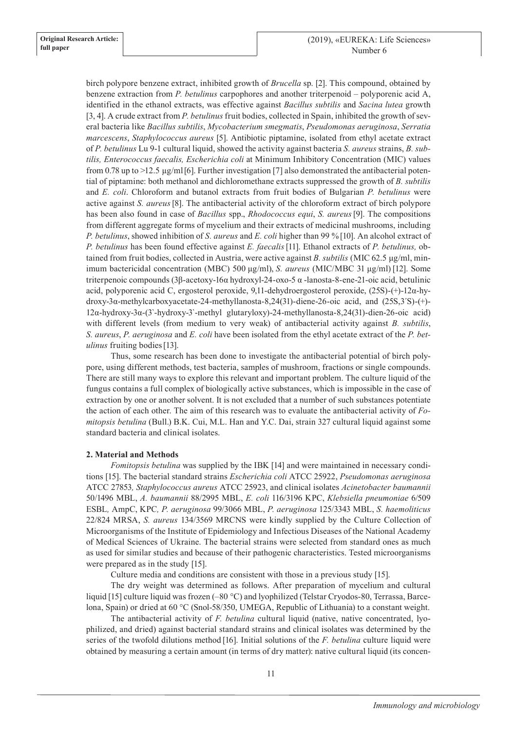birch polypore benzene extract, inhibited growth of *Brucella* sp. [2]. This compound, obtained by benzene extraction from *P. betulinus* carpophores and another triterpenoid – polyporenic acid A, identified in the ethanol extracts, was effective against *Bacillus subtilis* and *Sacina lutea* growth [3, 4]. A crude extract from *P. betulinus* fruit bodies, collected in Spain, inhibited the growth of several bacteria like *Bacillus subtilis*, *Mycobacterium smegmatis*, *Pseudomonas aeruginosa*, *Serratia marcescens*, *Staphylococcus aureus* [5]. Antibiotic piptamine, isolated from ethyl acetate extract of *P. betulinus* Lu 9-1 cultural liquid, showed the activity against bacteria *S. aureus* strains, *B. subtilis, Enterococcus faecalis, Escherichia coli* at Minimum Inhibitory Concentration (MIC) values from 0.78 up to >12.5 µg/ml [6]. Further investigation [7] also demonstrated the antibacterial potential of piptamine: both methanol and dichloromethane extracts suppressed the growth of *B. subtilis* and *E. coli*. Chloroform and butanol extracts from fruit bodies of Bulgarian *P. betulinus* were active against *S. aureus* [8]. The antibacterial activity of the chloroform extract of birch polypore has been also found in case of *Bacillus* spp., *Rhodococcus equi*, *S. aureus* [9]. The compositions from different aggregate forms of mycelium and their extracts of medicinal mushrooms, including *P. betulinus*, showed inhibition of *S. aureus* and *E. coli* higher than 99 % [10]. An alcohol extract of *P. betulinus* has been found effective against *E. faecalis* [11]. Ethanol extracts of *P. betulinus,* obtained from fruit bodies, collected in Austria, were active against *B. subtilis* (MIC 62.5 µg/ml, minimum bactericidal concentration (MBC) 500 µg/ml), *S. aureus* (MIC/MBC 31 µg/ml) [12]. Some triterpenoic compounds (3β-acetoxy-16α hydroxyl-24-oxo-5 α -lanosta-8-ene-21-oic acid, betulinic acid, polyporenic acid C, ergosterol peroxide, 9,11-dehydroergosterol peroxide, (25S)-(+)-12α-hydroxy-3α-methylcarboxyacetate-24-methyllanosta-8,24(31)-diene-26-oic acid, and (25S,3´S)-(+)-12α-hydroxy-3α-(3`-hydroxy-3`-methyl glutaryloxy)-24-methyllanosta-8,24(31)-dien-26-oic acid) with different levels (from medium to very weak) of antibacterial activity against *B. subtilis*, *S. aureus*, *P. aeruginosa* and *E. coli* have been isolated from the ethyl acetate extract of the *P. betulinus* fruiting bodies [13].

Thus, some research has been done to investigate the antibacterial potential of birch polypore, using different methods, test bacteria, samples of mushroom, fractions or single compounds. There are still many ways to explore this relevant and important problem. The culture liquid of the fungus contains a full complex of biologically active substances, which is impossible in the case of extraction by one or another solvent. It is not excluded that a number of such substances potentiate the action of each other. The aim of this research was to evaluate the antibacterial activity of *Fomitopsis betulina* (Bull.) B.K. Cui, M.L. Han and Y.C. Dai, strain 327 cultural liquid against some standard bacteria and clinical isolates.

## 2. Material and Methods

*Fomitopsis betulina* was supplied by the IBK [14] and were maintained in necessary conditions [15]. The bacterial standard strains *Escherichia coli* ATCC 25922, *Pseudomonas aeruginosa* ATCC 27853*, Staphylococcus aureus* ATCC 25923, and clinical isolates *Acinetobacter baumannii* 50/1496 MBL, *A. baumannii* 88/2995 MBL, *E. coli* 116/3196 KPC, *Klebsiella pneumoniae* 6/509 ESBL*,* AmpC, KPC*, P. aeruginosa* 99/3066 MBL, *P. aeruginosa* 125/3343 MBL, *S. haemoliticus* 22/824 MRSA, *S. aureus* 134/3569 MRCNS were kindly supplied by the Culture Collection of Microorganisms of the Institute of Epidemiology and Infectious Diseases of the National Academy of Medical Sciences of Ukraine. The bacterial strains were selected from standard ones as much as used for similar studies and because of their pathogenic characteristics. Tested microorganisms were prepared as in the study [15].

Culture media and conditions are consistent with those in a previous study [15].

The dry weight was determined as follows. After preparation of mycelium and cultural liquid [15] culture liquid was frozen (–80 °C) and lyophilized (Telstar Cryodos-80, Terrassa, Barcelona, Spain) or dried at 60 °C (Snol-58/350, UMEGA, Republic of Lithuania) to a constant weight.

The antibacterial activity of *F. betulina* cultural liquid (native, native concentrated, lyophilized, and dried) against bacterial standard strains and clinical isolates was determined by the series of the twofold dilutions method [16]. Initial solutions of the *F. betulina* culture liquid were obtained by measuring a certain amount (in terms of dry matter): native cultural liquid (its concen-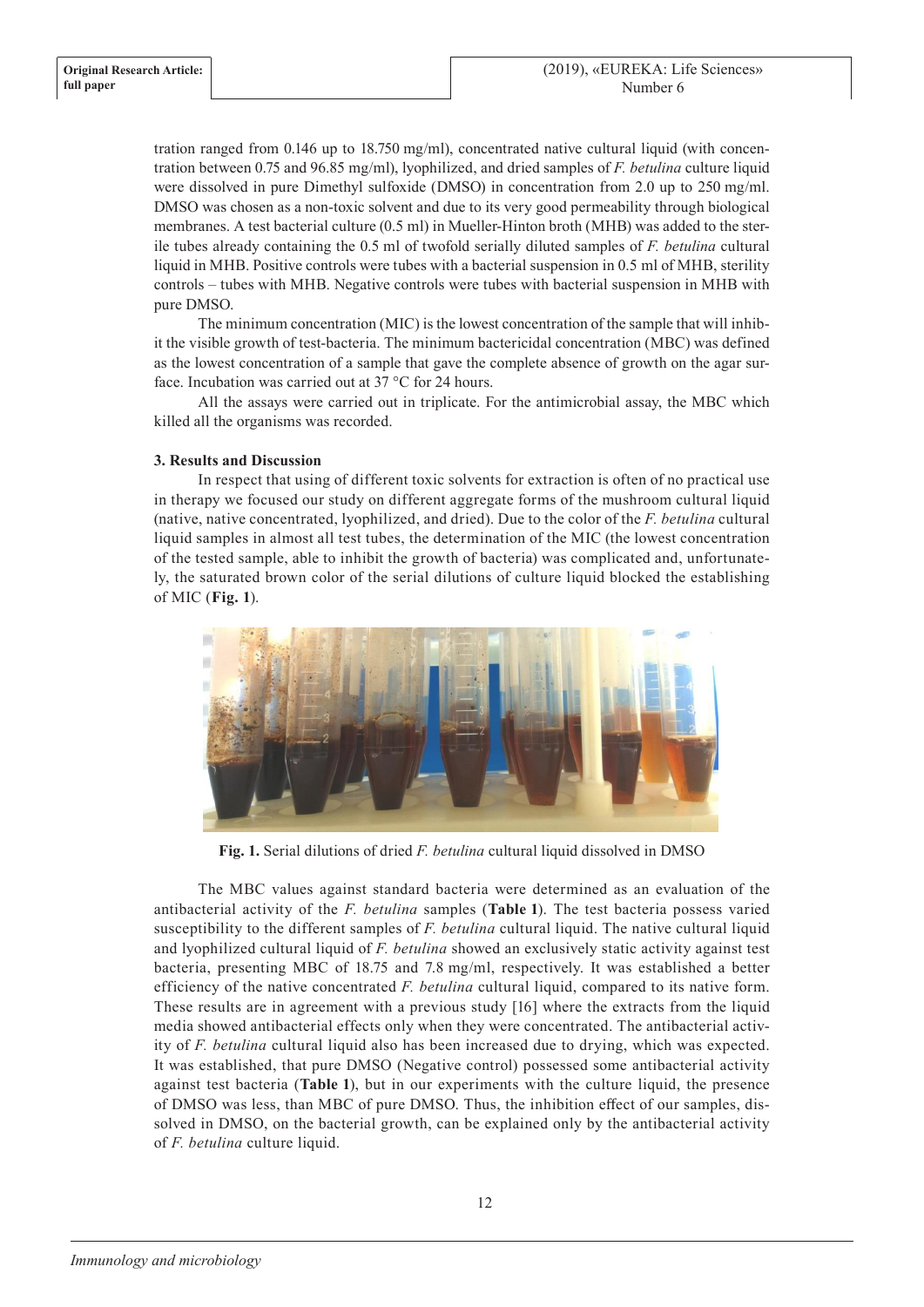tration ranged from 0.146 up to 18.750 mg/ml), concentrated native cultural liquid (with concentration between 0.75 and 96.85 mg/ml), lyophilized, and dried samples of *F. betulina* culture liquid were dissolved in pure Dimethyl sulfoxide (DMSO) in concentration from 2.0 up to 250 mg/ml. DMSO was chosen as a non-toxic solvent and due to its very good permeability through biological membranes. A test bacterial culture (0.5 ml) in Mueller-Hinton broth (MHB) was added to the sterile tubes already containing the 0.5 ml of twofold serially diluted samples of *F. betulina* cultural liquid in MHB. Positive controls were tubes with a bacterial suspension in 0.5 ml of MHB, sterility controls – tubes with MHB. Negative controls were tubes with bacterial suspension in MHB with pure DMSO.

The minimum concentration (MIC) is the lowest concentration of the sample that will inhibit the visible growth of test-bacteria. The minimum bactericidal concentration (MBC) was defined as the lowest concentration of a sample that gave the complete absence of growth on the agar surface. Incubation was carried out at 37 °C for 24 hours.

All the assays were carried out in triplicate. For the antimicrobial assay, the MBC which killed all the organisms was recorded.

### 3. Results and Discussion

In respect that using of different toxic solvents for extraction is often of no practical use in therapy we focused our study on different aggregate forms of the mushroom cultural liquid (native, native concentrated, lyophilized, and dried). Due to the color of the *F. betulina* cultural liquid samples in almost all test tubes, the determination of the MIC (the lowest concentration of the tested sample, able to inhibit the growth of bacteria) was complicated and, unfortunately, the saturated brown color of the serial dilutions of culture liquid blocked the establishing of MIC (**Fig. 1**).

**Fig. 1.** Serial dilutions of dried *F. betulina* cultural liquid dissolved in DMSO

The MBC values against standard bacteria were determined as an evaluation of the antibacterial activity of the *F. betulina* samples (**Table 1**). The test bacteria possess varied susceptibility to the different samples of *F. betulina* cultural liquid. The native cultural liquid and lyophilized cultural liquid of *F. betulina* showed an exclusively static activity against test bacteria, presenting MBC of 18.75 and 7.8 mg/ml, respectively. It was established a better efficiency of the native concentrated *F. betulina* cultural liquid, compared to its native form. These results are in agreement with a previous study [16] where the extracts from the liquid media showed antibacterial effects only when they were concentrated. The antibacterial activity of *F. betulina* cultural liquid also has been increased due to drying, which was expected. It was established, that pure DMSO (Negative control) possessed some antibacterial activity against test bacteria (**Table 1**), but in our experiments with the culture liquid, the presence of DMSO was less, than MBC of pure DMSO. Thus, the inhibition effect of our samples, dissolved in DMSO, on the bacterial growth, can be explained only by the antibacterial activity of *F. betulina* culture liquid.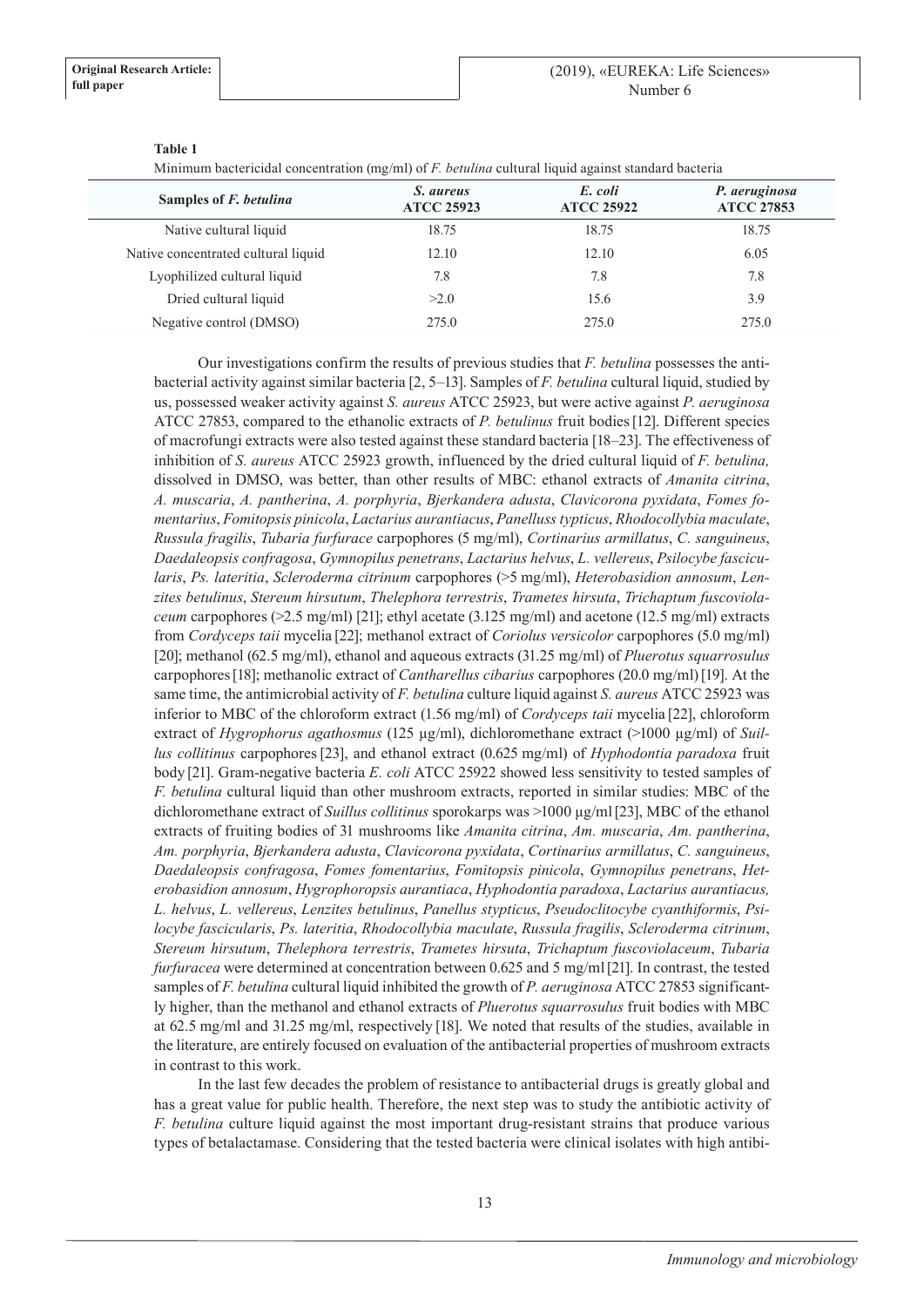**Table 1**

Minimum bactericidal concentration (mg/ml) of *F. betulina* cultural liquid against standard bacteria

| Samples of *F. betulina* | *S. aureus* ATCC 25923 | *E. coli* ATCC 25922 | *P. aeruginosa* ATCC 27853 |
|---|---|---|---|
| Native cultural liquid | 18.75 | 18.75 | 18.75 |
| Native concentrated cultural liquid | 12.10 | 12.10 | 6.05 |
| Lyophilized cultural liquid | 7.8 | 7.8 | 7.8 |
| Dried cultural liquid | >2.0 | 15.6 | 3.9 |
| Negative control (DMSO) | 275.0 | 275.0 | 275.0 |

Our investigations confirm the results of previous studies that *F. betulina* possesses the antibacterial activity against similar bacteria [2, 5–13]. Samples of *F. betulina* cultural liquid, studied by us, possessed weaker activity against *S. aureus* ATCC 25923, but were active against *P. aeruginosa* ATCC 27853, compared to the ethanolic extracts of *P. betulinus* fruit bodies [12]. Different species of macrofungi extracts were also tested against these standard bacteria [18–23]. The effectiveness of inhibition of *S. aureus* ATCC 25923 growth, influenced by the dried cultural liquid of *F. betulina,* dissolved in DMSO, was better, than other results of MBC: ethanol extracts of *Amanita citrina*, *A. muscaria*, *A. pantherina*, *A. porphyria*, *Bjerkandera adusta*, *Clavicorona pyxidata*, *Fomes fomentarius*, *Fomitopsis pinicola*, *Lactarius aurantiacus*, *Panelluss typticus*, *Rhodocollybia maculate*, *Russula fragilis*, *Tubaria furfurace* carpophores (5 mg/ml), *Cortinarius armillatus*, *C. sanguineus*, *Daedaleopsis confragosa*, *Gymnopilus penetrans*, *Lactarius helvus*, *L. vellereus*, *Psilocybe fascicularis*, *Ps. lateritia*, *Scleroderma citrinum* carpophores (>5 mg/ml), *Heterobasidion annosum*, *Lenzites betulinus*, *Stereum hirsutum*, *Thelephora terrestris*, *Trametes hirsuta*, *Trichaptum fuscoviolaceum* carpophores (>2.5 mg/ml) [21]; ethyl acetate (3.125 mg/ml) and acetone (12.5 mg/ml) extracts from *Cordyceps taii* mycelia [22]; methanol extract of *Coriolus versicolor* carpophores (5.0 mg/ml) [20]; methanol (62.5 mg/ml), ethanol and aqueous extracts (31.25 mg/ml) of *Pluerotus squarrosulus* carpophores [18]; methanolic extract of *Cantharellus cibarius* carpophores (20.0 mg/ml) [19]. At the same time, the antimicrobial activity of *F. betulina* culture liquid against *S. aureus* ATCC 25923 was inferior to MBC of the chloroform extract (1.56 mg/ml) of *Cordyceps taii* mycelia [22], chloroform extract of *Hygrophorus agathosmus* (125 µg/ml), dichloromethane extract (>1000 µg/ml) of *Suillus collitinus* carpophores [23], and ethanol extract (0.625 mg/ml) of *Hyphodontia paradoxa* fruit body [21]. Gram-negative bacteria *E. coli* ATCC 25922 showed less sensitivity to tested samples of *F. betulina* cultural liquid than other mushroom extracts, reported in similar studies: MBC of the dichloromethane extract of *Suillus collitinus* sporokarps was >1000 µg/ml [23], MBC of the ethanol extracts of fruiting bodies of 31 mushrooms like *Amanita citrina*, *Am. muscaria*, *Am. pantherina*, *Am. porphyria*, *Bjerkandera adusta*, *Clavicorona pyxidata*, *Cortinarius armillatus*, *C. sanguineus*, *Daedaleopsis confragosa*, *Fomes fomentarius*, *Fomitopsis pinicola*, *Gymnopilus penetrans*, *Heterobasidion annosum*, *Hygrophoropsis aurantiaca*, *Hyphodontia paradoxa*, *Lactarius aurantiacus, L. helvus*, *L. vellereus*, *Lenzites betulinus*, *Panellus stypticus*, *Pseudoclitocybe cyanthiformis*, *Psilocybe fascicularis*, *Ps. lateritia*, *Rhodocollybia maculate*, *Russula fragilis*, *Scleroderma citrinum*, *Stereum hirsutum*, *Thelephora terrestris*, *Trametes hirsuta*, *Trichaptum fuscoviolaceum*, *Tubaria furfuracea* were determined at concentration between 0.625 and 5 mg/ml [21]. In contrast, the tested samples of *F. betulina* cultural liquid inhibited the growth of *P. aeruginosa* ATCC 27853 significantly higher, than the methanol and ethanol extracts of *Pluerotus squarrosulus* fruit bodies with MBC at 62.5 mg/ml and 31.25 mg/ml, respectively [18]. We noted that results of the studies, available in the literature, are entirely focused on evaluation of the antibacterial properties of mushroom extracts in contrast to this work.

In the last few decades the problem of resistance to antibacterial drugs is greatly global and has a great value for public health. Therefore, the next step was to study the antibiotic activity of *F. betulina* culture liquid against the most important drug-resistant strains that produce various types of betalactamase. Considering that the tested bacteria were clinical isolates with high antibi-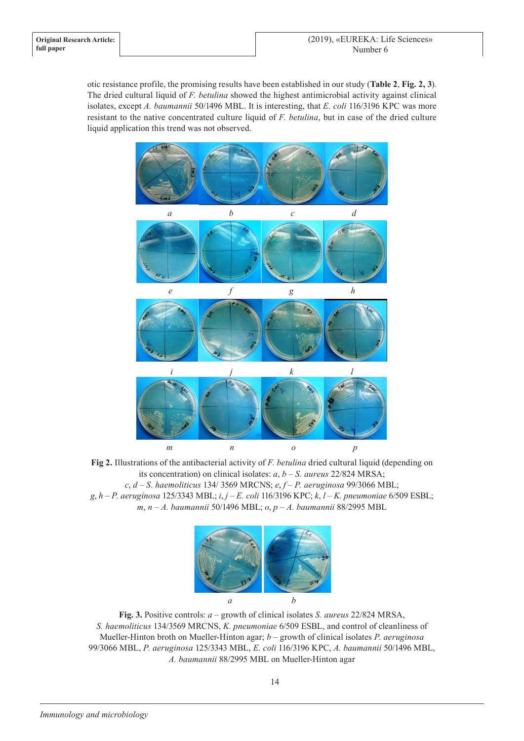otic resistance profile, the promising results have been established in our study (**Table 2**, **Fig. 2, 3**). The dried cultural liquid of *F. betulina* showed the highest antimicrobial activity against clinical isolates, except *A. baumannii* 50/1496 MBL. It is interesting, that *E. coli* 116/3196 KPC was more resistant to the native concentrated culture liquid of *F. betulina*, but in case of the dried culture liquid application this trend was not observed.

**Fig 2.** Illustrations of the antibacterial activity of *F. betulina* dried cultural liquid (depending on its concentration) on clinical isolates: *a*, *b* – *S. aureus* 22/824 MRSA; *c*, *d* – *S. haemoliticus* 134/ 3569 MRCNS; *e*, *f* – *P. aeruginosa* 99/3066 MBL; *g*, *h* – *P. aeruginosa* 125/3343 MBL; *i*, *j* – *E. coli* 116/3196 KPC; *k*, *l* – *K. pneumoniae* 6/509 ESBL; *m*, *n* – *A. baumannii* 50/1496 MBL; *o*, *p* – *A. baumannii* 88/2995 MBL

**Fig. 3.** Positive controls: *a* – growth of clinical isolates *S. aureus* 22/824 MRSA, *S. haemoliticus* 134/3569 MRCNS, *K. pneumoniae* 6/509 ESBL, and control of cleanliness of Mueller-Hinton broth on Mueller-Hinton agar; *b* – growth of clinical isolates *P. aeruginosa* 99/3066 MBL, *P. aeruginosa* 125/3343 MBL, *E. coli* 116/3196 KPC, *A. baumannii* 50/1496 MBL, *A. baumannii* 88/2995 MBL on Mueller-Hinton agar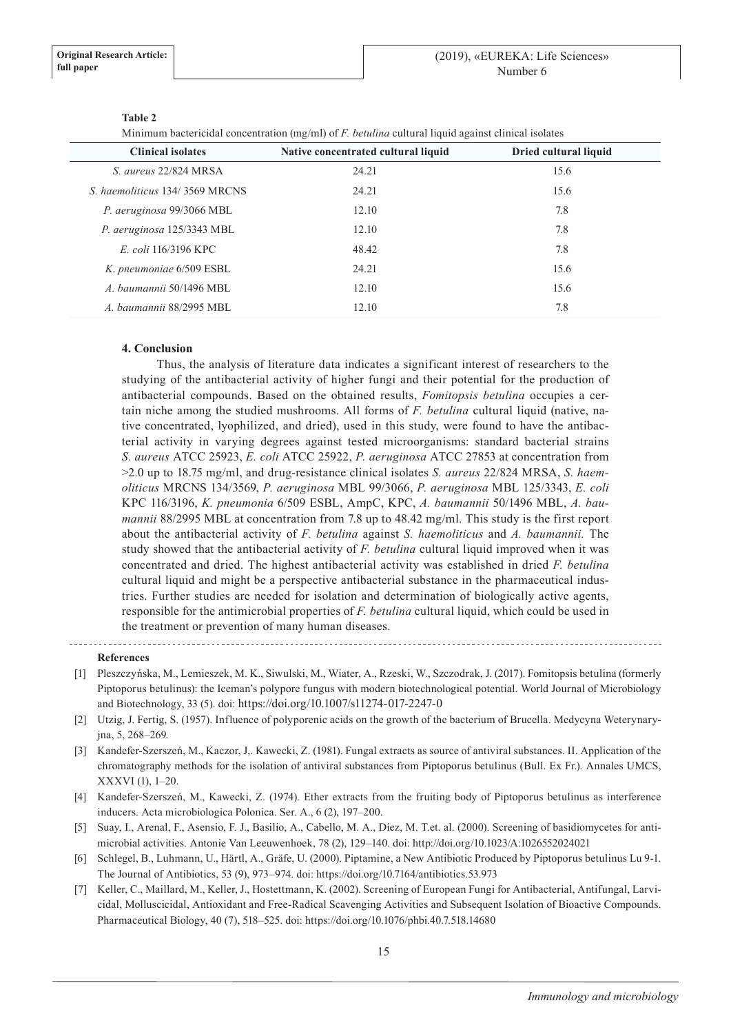**Table 2**

Minimum bactericidal concentration (mg/ml) of *F. betulina* cultural liquid against clinical isolates

| Clinical isolates | Native concentrated cultural liquid | Dried cultural liquid |
|---|---|---|
| *S. aureus* 22/824 MRSA | 24.21 | 15.6 |
| *S. haemoliticus* 134/ 3569 MRCNS | 24.21 | 15.6 |
| *P. aeruginosa* 99/3066 MBL | 12.10 | 7.8 |
| *P. aeruginosa* 125/3343 MBL | 12.10 | 7.8 |
| *E. coli* 116/3196 KPC | 48.42 | 7.8 |
| *K. pneumoniae* 6/509 ESBL | 24.21 | 15.6 |
| *A. baumannii* 50/1496 MBL | 12.10 | 15.6 |
| *A. baumannii* 88/2995 MBL | 12.10 | 7.8 |

## 4. Conclusion

Thus, the analysis of literature data indicates a significant interest of researchers to the studying of the antibacterial activity of higher fungi and their potential for the production of antibacterial compounds. Based on the obtained results, *Fomitopsis betulina* occupies a certain niche among the studied mushrooms. All forms of *F. betulina* cultural liquid (native, native concentrated, lyophilized, and dried), used in this study, were found to have the antibacterial activity in varying degrees against tested microorganisms: standard bacterial strains *S. aureus* ATCC 25923, *E. coli* ATCC 25922, *P. aeruginosa* ATCC 27853 at concentration from >2.0 up to 18.75 mg/ml, and drug-resistance clinical isolates *S. aureus* 22/824 MRSA, *S. haemoliticus* MRCNS 134/3569, *P. aeruginosa* MBL 99/3066, *P. aeruginosa* MBL 125/3343, *E. coli* KPC 116/3196, *K. pneumonia* 6/509 ESBL, AmpC, KPC, *A. baumannii* 50/1496 MBL, *A. baumannii* 88/2995 MBL at concentration from 7.8 up to 48.42 mg/ml. This study is the first report about the antibacterial activity of *F. betulina* against *S. haemoliticus* and *A. baumannii.* The study showed that the antibacterial activity of *F. betulina* cultural liquid improved when it was concentrated and dried. The highest antibacterial activity was established in dried *F. betulina* cultural liquid and might be a perspective antibacterial substance in the pharmaceutical industries. Further studies are needed for isolation and determination of biologically active agents, responsible for the antimicrobial properties of *F. betulina* cultural liquid, which could be used in the treatment or prevention of many human diseases.

## References

[1] Pleszczyńska, M., Lemieszek, M. K., Siwulski, M., Wiater, A., Rzeski, W., Szczodrak, J. (2017). Fomitopsis betulina (formerly Piptoporus betulinus): the Iceman's polypore fungus with modern biotechnological potential. World Journal of Microbiology and Biotechnology, 33 (5). doi: https://doi.org/10.1007/s11274-017-2247-0

[2] Utzig, J. Fertig, S. (1957). Influence of polyporenic acids on the growth of the bacterium of Brucella. Medycyna Weterynaryjna, 5, 268–269.

[3] Kandefer-Szerszeń, M., Kaczor, J,. Kawecki, Z. (1981). Fungal extracts as source of antiviral substances. II. Application of the chromatography methods for the isolation of antiviral substances from Piptoporus betulinus (Bull. Ex Fr.). Annales UMCS, XXXVI (1), 1–20.

[4] Kandefer-Szerszeń, M., Kawecki, Z. (1974). Ether extracts from the fruiting body of Piptoporus betulinus as interference inducers. Acta microbiologica Polonica. Ser. A., 6 (2), 197–200.

[5] Suay, I., Arenal, F., Asensio, F. J., Basilio, A., Cabello, M. A., Díez, M. T.et. al. (2000). Screening of basidiomycetes for antimicrobial activities. Antonie Van Leeuwenhoek, 78 (2), 129–140. doi: http://doi.org/10.1023/A:1026552024021

[6] Schlegel, B., Luhmann, U., Härtl, A., Gräfe, U. (2000). Piptamine, a New Antibiotic Produced by Piptoporus betulinus Lu 9-1. The Journal of Antibiotics, 53 (9), 973–974. doi: https://doi.org/10.7164/antibiotics.53.973

[7] Keller, C., Maillard, M., Keller, J., Hostettmann, K. (2002). Screening of European Fungi for Antibacterial, Antifungal, Larvicidal, Molluscicidal, Antioxidant and Free-Radical Scavenging Activities and Subsequent Isolation of Bioactive Compounds. Pharmaceutical Biology, 40 (7), 518–525. doi: https://doi.org/10.1076/phbi.40.7.518.14680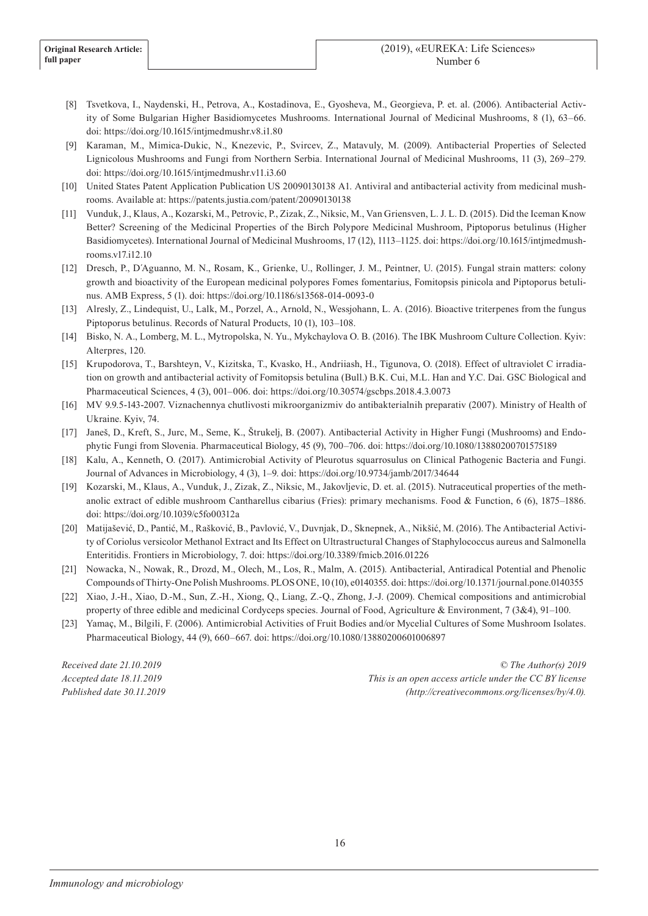[8] Tsvetkova, I., Naydenski, H., Petrova, A., Kostadinova, E., Gyosheva, M., Georgieva, P. et. al. (2006). Antibacterial Activity of Some Bulgarian Higher Basidiomycetes Mushrooms. International Journal of Medicinal Mushrooms, 8 (1), 63–66. doi: https://doi.org/10.1615/intjmedmushr.v8.i1.80

[9] Karaman, M., Mimica-Dukic, N., Knezevic, P., Svircev, Z., Matavuly, M. (2009). Antibacterial Properties of Selected Lignicolous Mushrooms and Fungi from Northern Serbia. International Journal of Medicinal Mushrooms, 11 (3), 269–279. doi: https://doi.org/10.1615/intjmedmushr.v11.i3.60

[10] United States Patent Application Publication US 20090130138 A1. Antiviral and antibacterial activity from medicinal mushrooms. Available at: https://patents.justia.com/patent/20090130138

[11] Vunduk, J., Klaus, A., Kozarski, M., Petrovic, P., Zizak, Z., Niksic, M., Van Griensven, L. J. L. D. (2015). Did the Iceman Know Better? Screening of the Medicinal Properties of the Birch Polypore Medicinal Mushroom, Piptoporus betulinus (Higher Basidiomycetes). International Journal of Medicinal Mushrooms, 17 (12), 1113–1125. doi: https://doi.org/10.1615/intjmedmushrooms.v17.i12.10

[12] Dresch, P., D΄Aguanno, M. N., Rosam, K., Grienke, U., Rollinger, J. M., Peintner, U. (2015). Fungal strain matters: colony growth and bioactivity of the European medicinal polypores Fomes fomentarius, Fomitopsis pinicola and Piptoporus betulinus. AMB Express, 5 (1). doi: https://doi.org/10.1186/s13568-014-0093-0

[13] Alresly, Z., Lindequist, U., Lalk, M., Porzel, A., Arnold, N., Wessjohann, L. A. (2016). Bioactive triterpenes from the fungus Piptoporus betulinus. Records of Natural Products, 10 (1), 103–108.

[14] Bisko, N. A., Lomberg, M. L., Mytropolska, N. Yu., Mykchaylova O. B. (2016). The IBK Mushroom Culture Collection. Kyiv: Alterpres, 120.

[15] Krupodorova, T., Barshteyn, V., Kizitska, T., Kvasko, H., Andriiash, H., Tigunova, O. (2018). Effect of ultraviolet C irradiation on growth and antibacterial activity of Fomitopsis betulina (Bull.) B.K. Cui, M.L. Han and Y.C. Dai. GSC Biological and Pharmaceutical Sciences, 4 (3), 001–006. doi: https://doi.org/10.30574/gscbps.2018.4.3.0073

[16] MV 9.9.5-143-2007. Viznachennya chutlivosti mikroorganizmiv do antibakterialnih preparativ (2007). Ministry of Health of Ukraine. Kyiv, 74.

[17] Janeš, D., Kreft, S., Jurc, M., Seme, K., Štrukelj, B. (2007). Antibacterial Activity in Higher Fungi (Mushrooms) and Endophytic Fungi from Slovenia. Pharmaceutical Biology, 45 (9), 700–706. doi: https://doi.org/10.1080/13880200701575189

[18] Kalu, A., Kenneth, O. (2017). Antimicrobial Activity of Pleurotus squarrosulus on Clinical Pathogenic Bacteria and Fungi. Journal of Advances in Microbiology, 4 (3), 1–9. doi: https://doi.org/10.9734/jamb/2017/34644

[19] Kozarski, M., Klaus, A., Vunduk, J., Zizak, Z., Niksic, M., Jakovljevic, D. et. al. (2015). Nutraceutical properties of the methanolic extract of edible mushroom Cantharellus cibarius (Fries): primary mechanisms. Food & Function, 6 (6), 1875–1886. doi: https://doi.org/10.1039/c5fo00312a

[20] Matijašević, D., Pantić, M., Rašković, B., Pavlović, V., Duvnjak, D., Sknepnek, A., Nikšić, M. (2016). The Antibacterial Activity of Coriolus versicolor Methanol Extract and Its Effect on Ultrastructural Changes of Staphylococcus aureus and Salmonella Enteritidis. Frontiers in Microbiology, 7. doi: https://doi.org/10.3389/fmicb.2016.01226

[21] Nowacka, N., Nowak, R., Drozd, M., Olech, M., Los, R., Malm, A. (2015). Antibacterial, Antiradical Potential and Phenolic Compounds of Thirty-One Polish Mushrooms. PLOS ONE, 10 (10), e0140355. doi: https://doi.org/10.1371/journal.pone.0140355

[22] Xiao, J.-H., Xiao, D.-M., Sun, Z.-H., Xiong, Q., Liang, Z.-Q., Zhong, J.-J. (2009). Chemical compositions and antimicrobial property of three edible and medicinal Cordyceps species. Journal of Food, Agriculture & Environment, 7 (3&4), 91–100.

[23] Yamaç, M., Bilgili, F. (2006). Antimicrobial Activities of Fruit Bodies and/or Mycelial Cultures of Some Mushroom Isolates. Pharmaceutical Biology, 44 (9), 660–667. doi: https://doi.org/10.1080/13880200601006897

*Received date 21.10.2019*
*Accepted date 18.11.2019*
*Published date 30.11.2019*

*© The Author(s) 2019*
*This is an open access article under the CC BY license (http://creativecommons.org/licenses/by/4.0).*